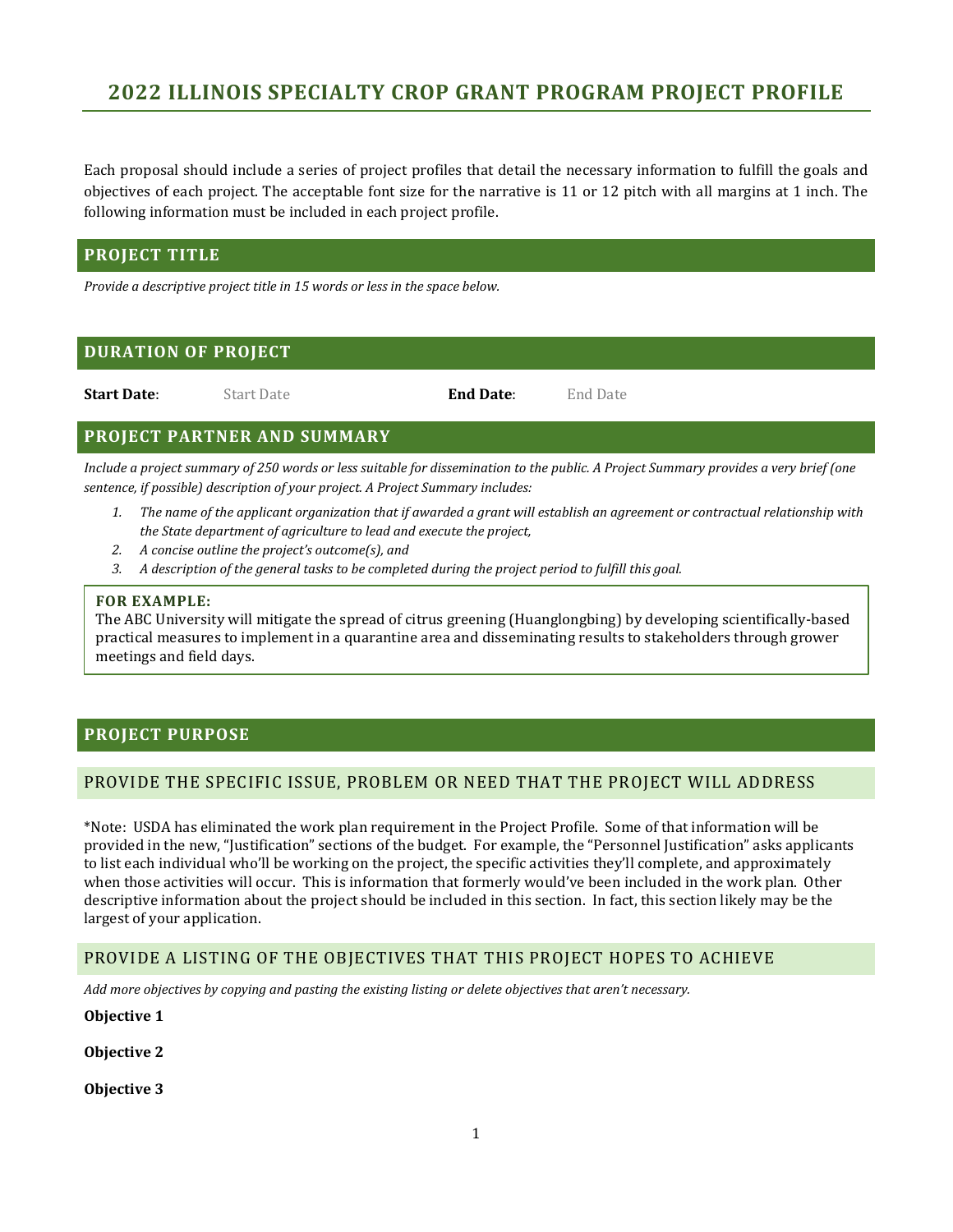# 2022 ILLINOIS SPECIALTY CROP GRANT PROGRAM PROJECT PROFILE

Each proposal should include a series of project profiles that detail the necessary information to fulfill the goals and objectives of each project. The acceptable font size for the narrative is 11 or 12 pitch with all margins at 1 inch. The following information must be included in each project profile.

## PROJECT TITLE

*Provide a descriptive project title in 15 words or less in the space below.*

## DURATION OF PROJECT

**Start Date**: Start Date **End Date**: End Date

## PROJECT PARTNER AND SUMMARY

*Include a project summary of 250 words or less suitable for dissemination to the public. A Project Summary provides a very brief (one sentence, if possible) description of your project. A Project Summary includes:*

1. *The name of the applicant organization that if awarded a grant will establish an agreement or contractual relationship with the State department of agriculture to lead and execute the project,*
2. *A concise outline the project's outcome(s), and*
3. *A description of the general tasks to be completed during the project period to fulfill this goal.*

**FOR EXAMPLE:**
The ABC University will mitigate the spread of citrus greening (Huanglongbing) by developing scientifically-based practical measures to implement in a quarantine area and disseminating results to stakeholders through grower meetings and field days.

## PROJECT PURPOSE

### PROVIDE THE SPECIFIC ISSUE, PROBLEM OR NEED THAT THE PROJECT WILL ADDRESS

*Note: USDA has eliminated the work plan requirement in the Project Profile. Some of that information will be provided in the new, "Justification" sections of the budget. For example, the "Personnel Justification" asks applicants to list each individual who'll be working on the project, the specific activities they'll complete, and approximately when those activities will occur. This is information that formerly would've been included in the work plan. Other descriptive information about the project should be included in this section. In fact, this section likely may be the largest of your application.

### PROVIDE A LISTING OF THE OBJECTIVES THAT THIS PROJECT HOPES TO ACHIEVE

*Add more objectives by copying and pasting the existing listing or delete objectives that aren't necessary.*

**Objective 1**

**Objective 2**

**Objective 3**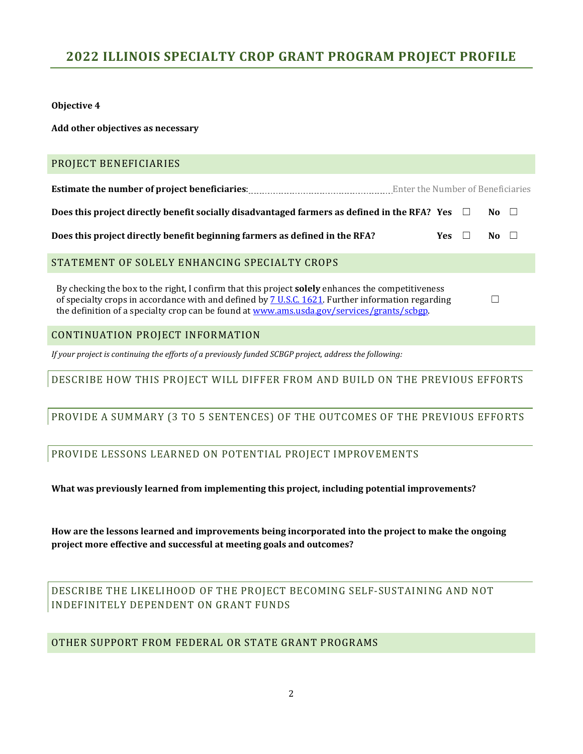# 2022 ILLINOIS SPECIALTY CROP GRANT PROGRAM PROJECT PROFILE

**Objective 4**

**Add other objectives as necessary**

## PROJECT BENEFICIARIES

**Estimate the number of project beneficiaries:** Enter the Number of Beneficiaries

**Does this project directly benefit socially disadvantaged farmers as defined in the RFA?** **Yes** ☐ **No** ☐

**Does this project directly benefit beginning farmers as defined in the RFA?** **Yes** ☐ **No** ☐

## STATEMENT OF SOLELY ENHANCING SPECIALTY CROPS

By checking the box to the right, I confirm that this project **solely** enhances the competitiveness of specialty crops in accordance with and defined by [7 U.S.C. 1621](7 U.S.C. 1621). Further information regarding the definition of a specialty crop can be found at [www.ams.usda.gov/services/grants/scbgp](http://www.ams.usda.gov/services/grants/scbgp). ☐

## CONTINUATION PROJECT INFORMATION

*If your project is continuing the efforts of a previously funded SCBGP project, address the following:*

### DESCRIBE HOW THIS PROJECT WILL DIFFER FROM AND BUILD ON THE PREVIOUS EFFORTS

### PROVIDE A SUMMARY (3 TO 5 SENTENCES) OF THE OUTCOMES OF THE PREVIOUS EFFORTS

### PROVIDE LESSONS LEARNED ON POTENTIAL PROJECT IMPROVEMENTS

**What was previously learned from implementing this project, including potential improvements?**

**How are the lessons learned and improvements being incorporated into the project to make the ongoing project more effective and successful at meeting goals and outcomes?**

### DESCRIBE THE LIKELIHOOD OF THE PROJECT BECOMING SELF-SUSTAINING AND NOT INDEFINITELY DEPENDENT ON GRANT FUNDS

## OTHER SUPPORT FROM FEDERAL OR STATE GRANT PROGRAMS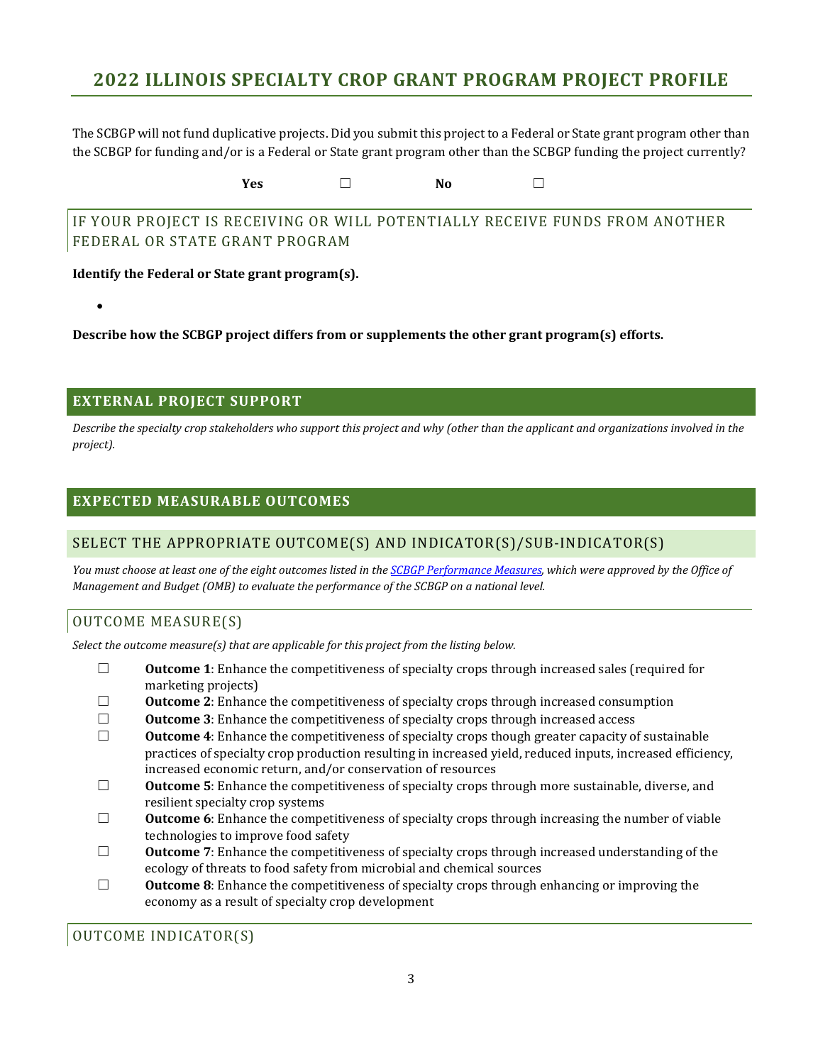# 2022 ILLINOIS SPECIALTY CROP GRANT PROGRAM PROJECT PROFILE

The SCBGP will not fund duplicative projects. Did you submit this project to a Federal or State grant program other than the SCBGP for funding and/or is a Federal or State grant program other than the SCBGP funding the project currently?

**Yes** ☐ **No** ☐

## IF YOUR PROJECT IS RECEIVING OR WILL POTENTIALLY RECEIVE FUNDS FROM ANOTHER FEDERAL OR STATE GRANT PROGRAM

**Identify the Federal or State grant program(s).**

- 

**Describe how the SCBGP project differs from or supplements the other grant program(s) efforts.**

## EXTERNAL PROJECT SUPPORT

*Describe the specialty crop stakeholders who support this project and why (other than the applicant and organizations involved in the project).*

## EXPECTED MEASURABLE OUTCOMES

### SELECT THE APPROPRIATE OUTCOME(S) AND INDICATOR(S)/SUB-INDICATOR(S)

*You must choose at least one of the eight outcomes listed in the SCBGP Performance Measures, which were approved by the Office of Management and Budget (OMB) to evaluate the performance of the SCBGP on a national level.*

### OUTCOME MEASURE(S)

*Select the outcome measure(s) that are applicable for this project from the listing below.*

- ☐ **Outcome 1**: Enhance the competitiveness of specialty crops through increased sales (required for marketing projects)
- ☐ **Outcome 2**: Enhance the competitiveness of specialty crops through increased consumption
- ☐ **Outcome 3**: Enhance the competitiveness of specialty crops through increased access
- ☐ **Outcome 4**: Enhance the competitiveness of specialty crops though greater capacity of sustainable practices of specialty crop production resulting in increased yield, reduced inputs, increased efficiency, increased economic return, and/or conservation of resources
- ☐ **Outcome 5**: Enhance the competitiveness of specialty crops through more sustainable, diverse, and resilient specialty crop systems
- ☐ **Outcome 6**: Enhance the competitiveness of specialty crops through increasing the number of viable technologies to improve food safety
- ☐ **Outcome 7**: Enhance the competitiveness of specialty crops through increased understanding of the ecology of threats to food safety from microbial and chemical sources
- ☐ **Outcome 8**: Enhance the competitiveness of specialty crops through enhancing or improving the economy as a result of specialty crop development

### OUTCOME INDICATOR(S)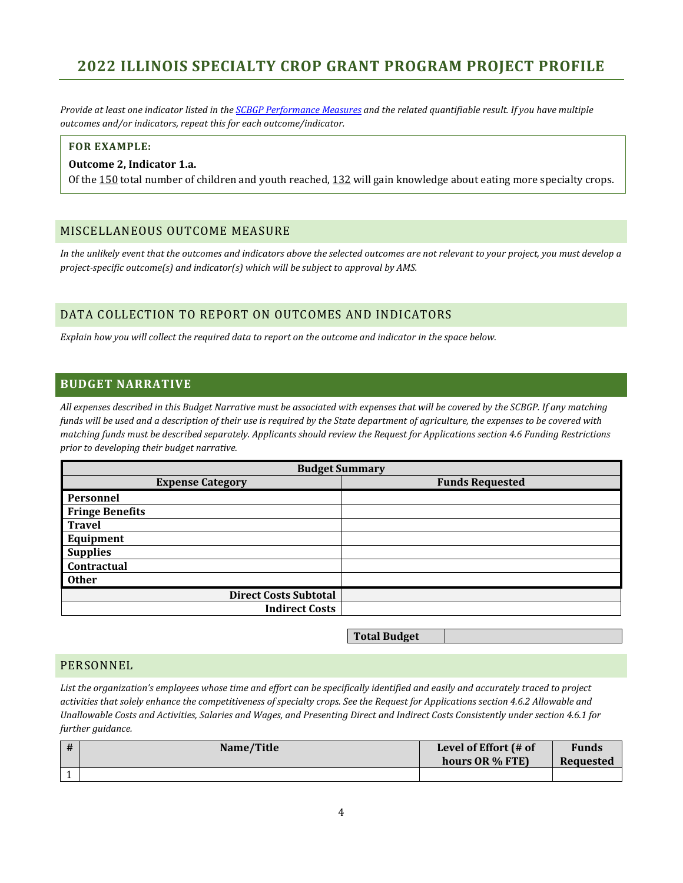# 2022 ILLINOIS SPECIALTY CROP GRANT PROGRAM PROJECT PROFILE

*Provide at least one indicator listed in the SCBGP Performance Measures and the related quantifiable result. If you have multiple outcomes and/or indicators, repeat this for each outcome/indicator.*

> **FOR EXAMPLE:**
>
> **Outcome 2, Indicator 1.a.**
>
> Of the 150 total number of children and youth reached, 132 will gain knowledge about eating more specialty crops.

## MISCELLANEOUS OUTCOME MEASURE

*In the unlikely event that the outcomes and indicators above the selected outcomes are not relevant to your project, you must develop a project-specific outcome(s) and indicator(s) which will be subject to approval by AMS.*

## DATA COLLECTION TO REPORT ON OUTCOMES AND INDICATORS

*Explain how you will collect the required data to report on the outcome and indicator in the space below.*

## BUDGET NARRATIVE

*All expenses described in this Budget Narrative must be associated with expenses that will be covered by the SCBGP. If any matching funds will be used and a description of their use is required by the State department of agriculture, the expenses to be covered with matching funds must be described separately. Applicants should review the Request for Applications section 4.6 Funding Restrictions prior to developing their budget narrative.*

| **Budget Summary** | |
|---|---|
| **Expense Category** | **Funds Requested** |
| **Personnel** | |
| **Fringe Benefits** | |
| **Travel** | |
| **Equipment** | |
| **Supplies** | |
| **Contractual** | |
| **Other** | |
| **Direct Costs Subtotal** | |
| **Indirect Costs** | |

| **Total Budget** | |
|---|---|

## PERSONNEL

*List the organization's employees whose time and effort can be specifically identified and easily and accurately traced to project activities that solely enhance the competitiveness of specialty crops. See the Request for Applications section 4.6.2 Allowable and Unallowable Costs and Activities, Salaries and Wages, and Presenting Direct and Indirect Costs Consistently under section 4.6.1 for further guidance.*

| # | Name/Title | Level of Effort (# of hours OR % FTE) | Funds Requested |
|---|---|---|---|
| 1 | | | |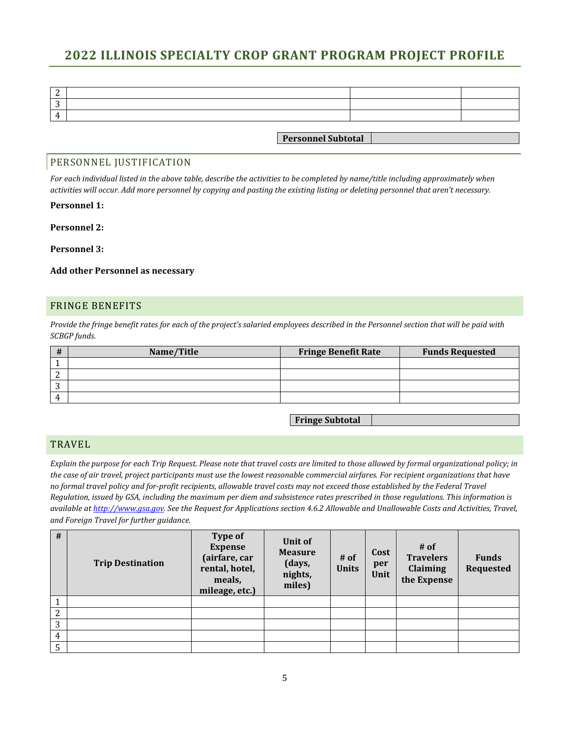| | | | |
|---|---|---|---|
| 2 | | | |
| 3 | | | |
| 4 | | | |

| Personnel Subtotal | |
|---|---|

## PERSONNEL JUSTIFICATION

*For each individual listed in the above table, describe the activities to be completed by name/title including approximately when activities will occur. Add more personnel by copying and pasting the existing listing or deleting personnel that aren't necessary.*

**Personnel 1:**

**Personnel 2:**

**Personnel 3:**

**Add other Personnel as necessary**

## FRINGE BENEFITS

*Provide the fringe benefit rates for each of the project's salaried employees described in the Personnel section that will be paid with SCBGP funds.*

| # | Name/Title | Fringe Benefit Rate | Funds Requested |
|---|---|---|---|
| 1 | | | |
| 2 | | | |
| 3 | | | |
| 4 | | | |

| Fringe Subtotal | |
|---|---|

## TRAVEL

*Explain the purpose for each Trip Request. Please note that travel costs are limited to those allowed by formal organizational policy; in the case of air travel, project participants must use the lowest reasonable commercial airfares. For recipient organizations that have no formal travel policy and for-profit recipients, allowable travel costs may not exceed those established by the Federal Travel Regulation, issued by GSA, including the maximum per diem and subsistence rates prescribed in those regulations. This information is available at [http://www.gsa.gov](http://www.gsa.gov). See the Request for Applications section 4.6.2 Allowable and Unallowable Costs and Activities, Travel, and Foreign Travel for further guidance.*

| # | Trip Destination | Type of Expense (airfare, car rental, hotel, meals, mileage, etc.) | Unit of Measure (days, nights, miles) | # of Units | Cost per Unit | # of Travelers Claiming the Expense | Funds Requested |
|---|---|---|---|---|---|---|---|
| 1 | | | | | | | |
| 2 | | | | | | | |
| 3 | | | | | | | |
| 4 | | | | | | | |
| 5 | | | | | | | |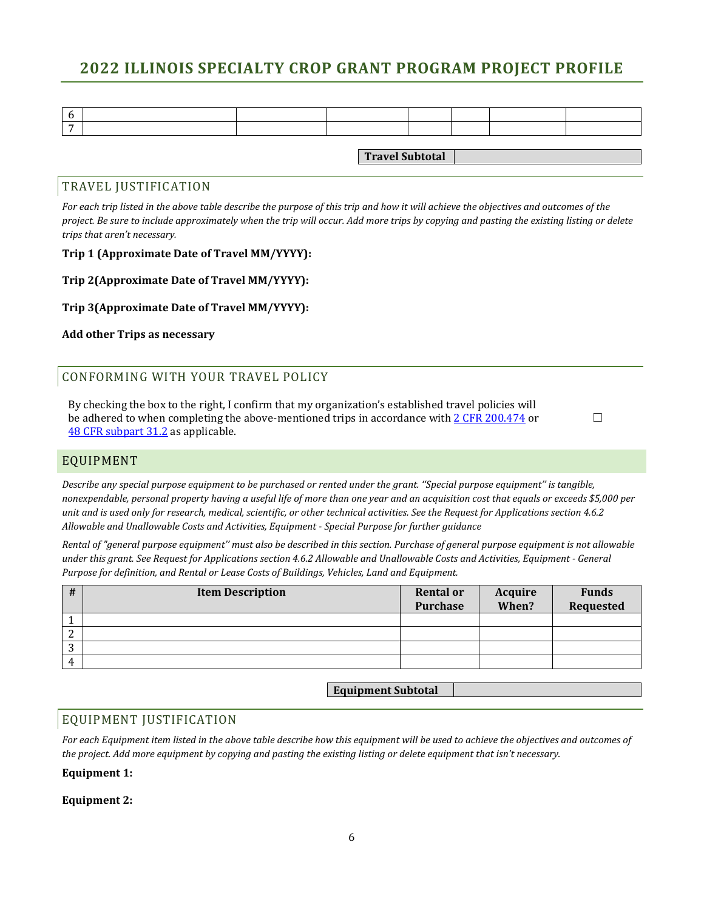| 6 | | | | | | | |
|---|---|---|---|---|---|---|---|
| 7 | | | | | | | |

| Travel Subtotal | |
|---|---|

## TRAVEL JUSTIFICATION

*For each trip listed in the above table describe the purpose of this trip and how it will achieve the objectives and outcomes of the project. Be sure to include approximately when the trip will occur. Add more trips by copying and pasting the existing listing or delete trips that aren't necessary.*

**Trip 1 (Approximate Date of Travel MM/YYYY):**

**Trip 2(Approximate Date of Travel MM/YYYY):**

**Trip 3(Approximate Date of Travel MM/YYYY):**

**Add other Trips as necessary**

## CONFORMING WITH YOUR TRAVEL POLICY

By checking the box to the right, I confirm that my organization's established travel policies will be adhered to when completing the above-mentioned trips in accordance with 2 CFR 200.474 or 48 CFR subpart 31.2 as applicable. ☐

## EQUIPMENT

*Describe any special purpose equipment to be purchased or rented under the grant. "Special purpose equipment" is tangible, nonexpendable, personal property having a useful life of more than one year and an acquisition cost that equals or exceeds $5,000 per unit and is used only for research, medical, scientific, or other technical activities. See the Request for Applications section 4.6.2 Allowable and Unallowable Costs and Activities, Equipment - Special Purpose for further guidance*

*Rental of "general purpose equipment" must also be described in this section. Purchase of general purpose equipment is not allowable under this grant. See Request for Applications section 4.6.2 Allowable and Unallowable Costs and Activities, Equipment - General Purpose for definition, and Rental or Lease Costs of Buildings, Vehicles, Land and Equipment.*

| # | Item Description | Rental or Purchase | Acquire When? | Funds Requested |
|---|---|---|---|---|
| 1 | | | | |
| 2 | | | | |
| 3 | | | | |
| 4 | | | | |

| Equipment Subtotal | |
|---|---|

## EQUIPMENT JUSTIFICATION

*For each Equipment item listed in the above table describe how this equipment will be used to achieve the objectives and outcomes of the project. Add more equipment by copying and pasting the existing listing or delete equipment that isn't necessary.*

**Equipment 1:**

**Equipment 2:**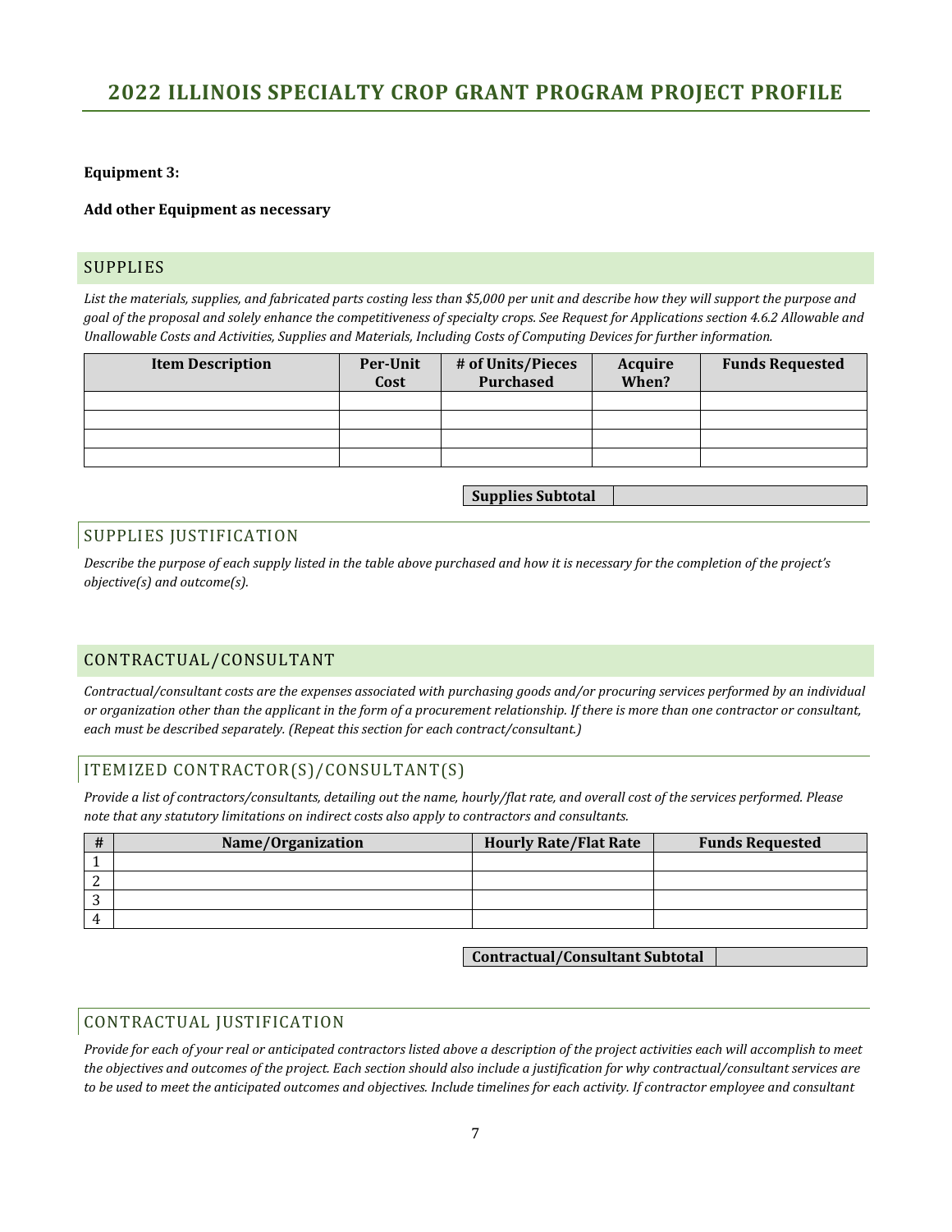**Equipment 3:**

**Add other Equipment as necessary**

## SUPPLIES

*List the materials, supplies, and fabricated parts costing less than $5,000 per unit and describe how they will support the purpose and goal of the proposal and solely enhance the competitiveness of specialty crops. See Request for Applications section 4.6.2 Allowable and Unallowable Costs and Activities, Supplies and Materials, Including Costs of Computing Devices for further information.*

| Item Description | Per-Unit Cost | # of Units/Pieces Purchased | Acquire When? | Funds Requested |
|---|---|---|---|---|
| | | | | |
| | | | | |
| | | | | |
| | | | | |

| Supplies Subtotal | |
|---|---|

### SUPPLIES JUSTIFICATION

*Describe the purpose of each supply listed in the table above purchased and how it is necessary for the completion of the project's objective(s) and outcome(s).*

## CONTRACTUAL/CONSULTANT

*Contractual/consultant costs are the expenses associated with purchasing goods and/or procuring services performed by an individual or organization other than the applicant in the form of a procurement relationship. If there is more than one contractor or consultant, each must be described separately. (Repeat this section for each contract/consultant.)*

### ITEMIZED CONTRACTOR(S)/CONSULTANT(S)

*Provide a list of contractors/consultants, detailing out the name, hourly/flat rate, and overall cost of the services performed. Please note that any statutory limitations on indirect costs also apply to contractors and consultants.*

| # | Name/Organization | Hourly Rate/Flat Rate | Funds Requested |
|---|---|---|---|
| 1 | | | |
| 2 | | | |
| 3 | | | |
| 4 | | | |

| Contractual/Consultant Subtotal | |
|---|---|

### CONTRACTUAL JUSTIFICATION

*Provide for each of your real or anticipated contractors listed above a description of the project activities each will accomplish to meet the objectives and outcomes of the project. Each section should also include a justification for why contractual/consultant services are to be used to meet the anticipated outcomes and objectives. Include timelines for each activity. If contractor employee and consultant*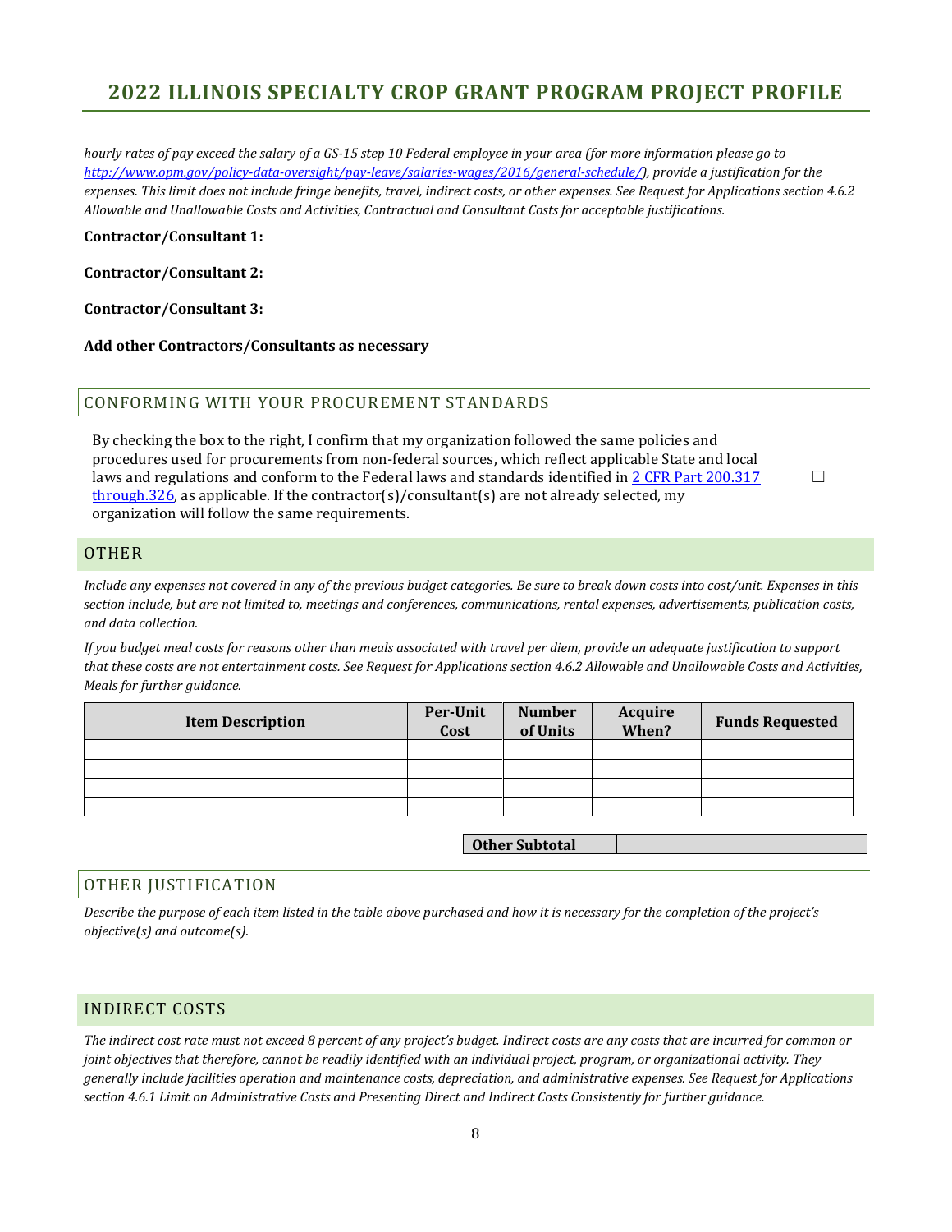*hourly rates of pay exceed the salary of a GS-15 step 10 Federal employee in your area (for more information please go to [http://www.opm.gov/policy-data-oversight/pay-leave/salaries-wages/2016/general-schedule/](http://www.opm.gov/policy-data-oversight/pay-leave/salaries-wages/2016/general-schedule/)), provide a justification for the expenses. This limit does not include fringe benefits, travel, indirect costs, or other expenses. See Request for Applications section 4.6.2 Allowable and Unallowable Costs and Activities, Contractual and Consultant Costs for acceptable justifications.*

**Contractor/Consultant 1:**

**Contractor/Consultant 2:**

**Contractor/Consultant 3:**

**Add other Contractors/Consultants as necessary**

## CONFORMING WITH YOUR PROCUREMENT STANDARDS

By checking the box to the right, I confirm that my organization followed the same policies and procedures used for procurements from non-federal sources, which reflect applicable State and local laws and regulations and conform to the Federal laws and standards identified in [2 CFR Part 200.317 through.326](), as applicable. If the contractor(s)/consultant(s) are not already selected, my organization will follow the same requirements. ☐

## OTHER

*Include any expenses not covered in any of the previous budget categories. Be sure to break down costs into cost/unit. Expenses in this section include, but are not limited to, meetings and conferences, communications, rental expenses, advertisements, publication costs, and data collection.*

*If you budget meal costs for reasons other than meals associated with travel per diem, provide an adequate justification to support that these costs are not entertainment costs. See Request for Applications section 4.6.2 Allowable and Unallowable Costs and Activities, Meals for further guidance.*

| Item Description | Per-Unit Cost | Number of Units | Acquire When? | Funds Requested |
|---|---|---|---|---|
| | | | | |
| | | | | |
| | | | | |
| | | | | |

| **Other Subtotal** | |
|---|---|

## OTHER JUSTIFICATION

*Describe the purpose of each item listed in the table above purchased and how it is necessary for the completion of the project's objective(s) and outcome(s).*

## INDIRECT COSTS

*The indirect cost rate must not exceed 8 percent of any project's budget. Indirect costs are any costs that are incurred for common or joint objectives that therefore, cannot be readily identified with an individual project, program, or organizational activity. They generally include facilities operation and maintenance costs, depreciation, and administrative expenses. See Request for Applications section 4.6.1 Limit on Administrative Costs and Presenting Direct and Indirect Costs Consistently for further guidance.*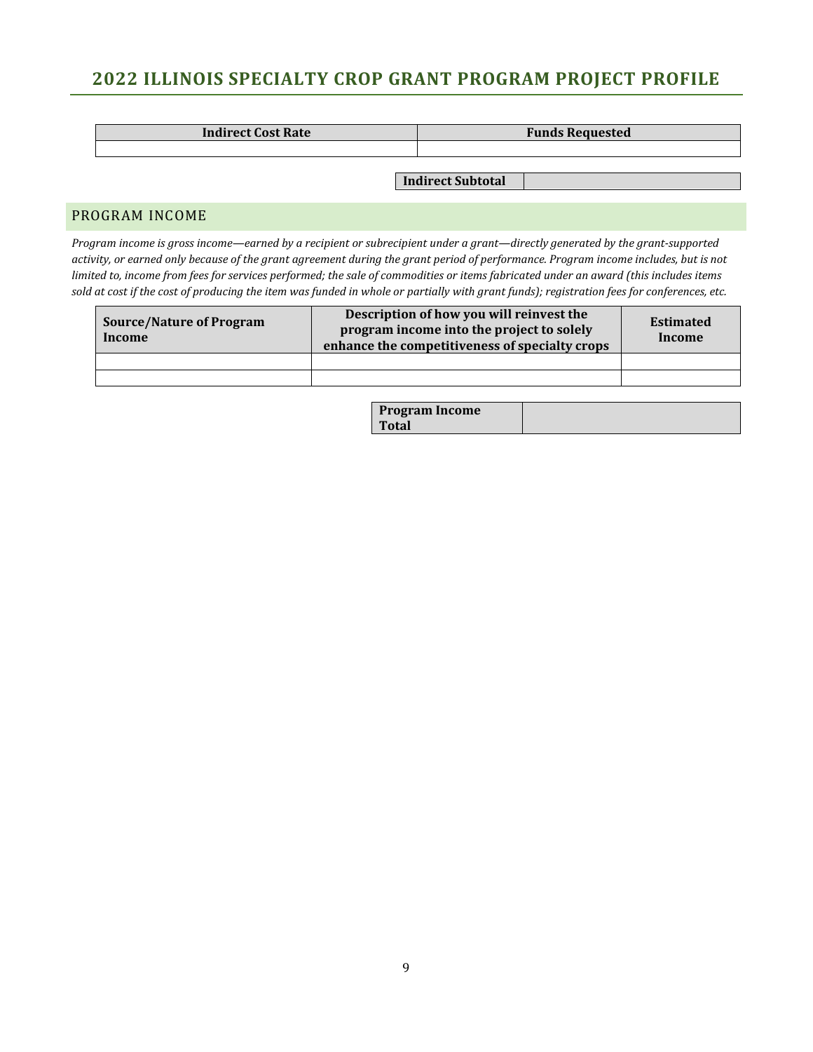# 2022 ILLINOIS SPECIALTY CROP GRANT PROGRAM PROJECT PROFILE

| Indirect Cost Rate | Funds Requested |
|---|---|
| | |

| Indirect Subtotal | |
|---|---|

## PROGRAM INCOME

*Program income is gross income—earned by a recipient or subrecipient under a grant—directly generated by the grant-supported activity, or earned only because of the grant agreement during the grant period of performance. Program income includes, but is not limited to, income from fees for services performed; the sale of commodities or items fabricated under an award (this includes items sold at cost if the cost of producing the item was funded in whole or partially with grant funds); registration fees for conferences, etc.*

| Source/Nature of Program Income | Description of how you will reinvest the program income into the project to solely enhance the competitiveness of specialty crops | Estimated Income |
|---|---|---|
| | | |
| | | |

| Program Income Total | |
|---|---|